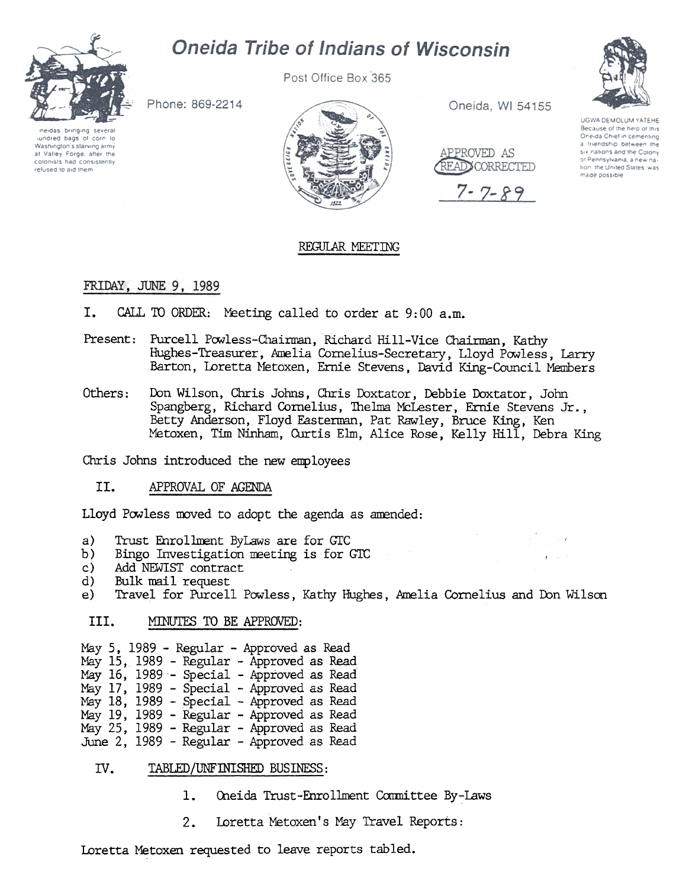# Oneida Tribe of Indians of Wisconsin

Post Office Box 365

Phone: 869-2214

Oneida, WI 54155

Oneidas bringing several hundred bags of corn to Washington's starving army at Valley Forge, after the colonists had consistently refused to aid them

UGWA DEMOLUM YATEHE
Because of the help of this Oneida Chief in cementing a friendship between the six nations and the Colony of Pennsylvania, a new nation, the United States, was made possible

APPROVED AS READ CORRECTED
7-7-89

## REGULAR MEETING

FRIDAY, JUNE 9, 1989

I. CALL TO ORDER: Meeting called to order at 9:00 a.m.

Present: Purcell Powless-Chairman, Richard Hill-Vice Chairman, Kathy Hughes-Treasurer, Amelia Cornelius-Secretary, Lloyd Powless, Larry Barton, Loretta Metoxen, Ernie Stevens, David King-Council Members

Others: Don Wilson, Chris Johns, Chris Doxtator, Debbie Doxtator, John Spangberg, Richard Cornelius, Thelma McLester, Ernie Stevens Jr., Betty Anderson, Floyd Easterman, Pat Rawley, Bruce King, Ken Metoxen, Tim Ninham, Curtis Elm, Alice Rose, Kelly Hill, Debra King

Chris Johns introduced the new employees

II. APPROVAL OF AGENDA

Lloyd Powless moved to adopt the agenda as amended:

a) Trust Enrollment ByLaws are for GTC
b) Bingo Investigation meeting is for GTC
c) Add NEWIST contract
d) Bulk mail request
e) Travel for Purcell Powless, Kathy Hughes, Amelia Cornelius and Don Wilson

III. MINUTES TO BE APPROVED:

May 5, 1989 - Regular - Approved as Read
May 15, 1989 - Regular - Approved as Read
May 16, 1989 - Special - Approved as Read
May 17, 1989 - Special - Approved as Read
May 18, 1989 - Special - Approved as Read
May 19, 1989 - Regular - Approved as Read
May 25, 1989 - Regular - Approved as Read
June 2, 1989 - Regular - Approved as Read

IV. TABLED/UNFINISHED BUSINESS:

1. Oneida Trust-Enrollment Committee By-Laws

2. Loretta Metoxen's May Travel Reports:

Loretta Metoxen requested to leave reports tabled.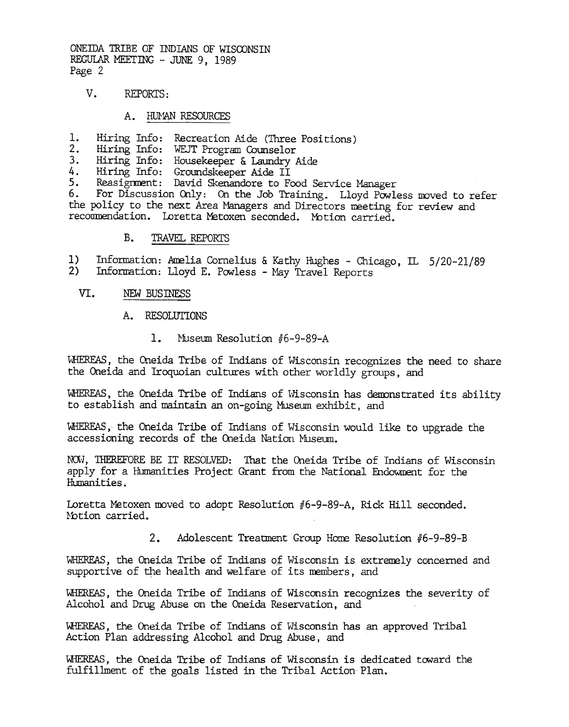ONEIDA TRIBE OF INDIANS OF WISCONSIN
REGULAR MEETING - JUNE 9, 1989
Page 2

## V. REPORTS:

### A. HUMAN RESOURCES

1. Hiring Info: Recreation Aide (Three Positions)
2. Hiring Info: WEJT Program Counselor
3. Hiring Info: Housekeeper & Laundry Aide
4. Hiring Info: Groundskeeper Aide II
5. Reasignment: David Skenandore to Food Service Manager
6. For Discussion Only: On the Job Training. Lloyd Powless moved to refer the policy to the next Area Managers and Directors meeting for review and recommendation. Loretta Metoxen seconded. Motion carried.

### B. TRAVEL REPORTS

1) Information: Amelia Cornelius & Kathy Hughes - Chicago, IL 5/20-21/89
2) Information: Lloyd E. Powless - May Travel Reports

## VI. NEW BUSINESS

### A. RESOLUTIONS

1. Museum Resolution #6-9-89-A

WHEREAS, the Oneida Tribe of Indians of Wisconsin recognizes the need to share the Oneida and Iroquoian cultures with other worldly groups, and

WHEREAS, the Oneida Tribe of Indians of Wisconsin has demonstrated its ability to establish and maintain an on-going Museum exhibit, and

WHEREAS, the Oneida Tribe of Indians of Wisconsin would like to upgrade the accessioning records of the Oneida Nation Museum.

NOW, THEREFORE BE IT RESOLVED: That the Oneida Tribe of Indians of Wisconsin apply for a Humanities Project Grant from the National Endowment for the Humanities.

Loretta Metoxen moved to adopt Resolution #6-9-89-A, Rick Hill seconded. Motion carried.

2. Adolescent Treatment Group Home Resolution #6-9-89-B

WHEREAS, the Oneida Tribe of Indians of Wisconsin is extremely concerned and supportive of the health and welfare of its members, and

WHEREAS, the Oneida Tribe of Indians of Wisconsin recognizes the severity of Alcohol and Drug Abuse on the Oneida Reservation, and

WHEREAS, the Oneida Tribe of Indians of Wisconsin has an approved Tribal Action Plan addressing Alcohol and Drug Abuse, and

WHEREAS, the Oneida Tribe of Indians of Wisconsin is dedicated toward the fulfillment of the goals listed in the Tribal Action Plan.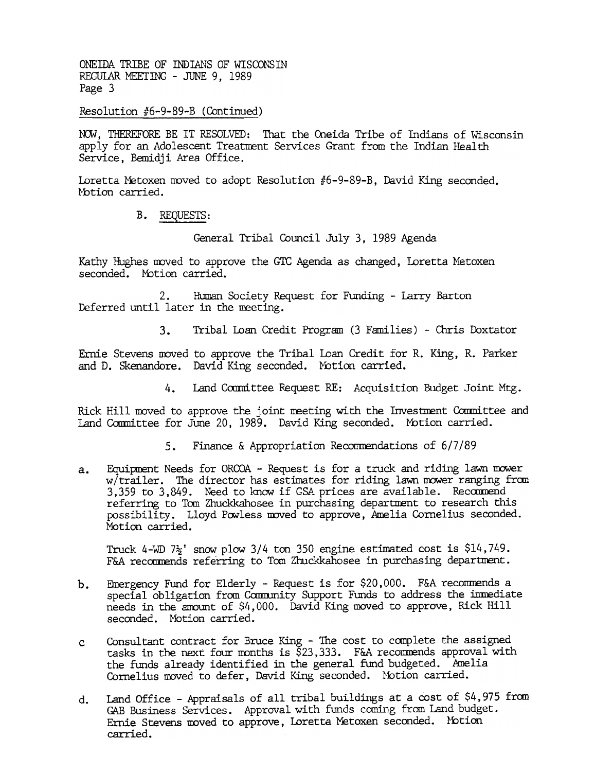Resolution #6-9-89-B (Continued)

NOW, THEREFORE BE IT RESOLVED: That the Oneida Tribe of Indians of Wisconsin apply for an Adolescent Treatment Services Grant from the Indian Health Service, Bemidji Area Office.

Loretta Metoxen moved to adopt Resolution #6-9-89-B, David King seconded. Motion carried.

B. REQUESTS:

General Tribal Council July 3, 1989 Agenda

Kathy Hughes moved to approve the GTC Agenda as changed, Loretta Metoxen seconded. Motion carried.

2. Human Society Request for Funding - Larry Barton

Deferred until later in the meeting.

3. Tribal Loan Credit Program (3 Families) - Chris Doxtator

Ernie Stevens moved to approve the Tribal Loan Credit for R. King, R. Parker and D. Skenandore. David King seconded. Motion carried.

4. Land Committee Request RE: Acquisition Budget Joint Mtg.

Rick Hill moved to approve the joint meeting with the Investment Committee and Land Committee for June 20, 1989. David King seconded. Motion carried.

5. Finance & Appropriation Recommendations of 6/7/89

a. Equipment Needs for ORCOA - Request is for a truck and riding lawn mower w/trailer. The director has estimates for riding lawn mower ranging from 3,359 to 3,849. Need to know if GSA prices are available. Recommend referring to Tom Zhuckkahosee in purchasing department to research this possibility. Lloyd Powless moved to approve, Amelia Cornelius seconded. Motion carried.

   Truck 4-WD 7½' snow plow 3/4 ton 350 engine estimated cost is $14,749. F&A recommends referring to Tom Zhuckkahosee in purchasing department.

b. Emergency Fund for Elderly - Request is for $20,000. F&A recommends a special obligation from Community Support Funds to address the immediate needs in the amount of $4,000. David King moved to approve, Rick Hill seconded. Motion carried.

c. Consultant contract for Bruce King - The cost to complete the assigned tasks in the next four months is $23,333. F&A recommends approval with the funds already identified in the general fund budgeted. Amelia Cornelius moved to defer, David King seconded. Motion carried.

d. Land Office - Appraisals of all tribal buildings at a cost of $4,975 from GAB Business Services. Approval with funds coming from Land budget. Ernie Stevens moved to approve, Loretta Metoxen seconded. Motion carried.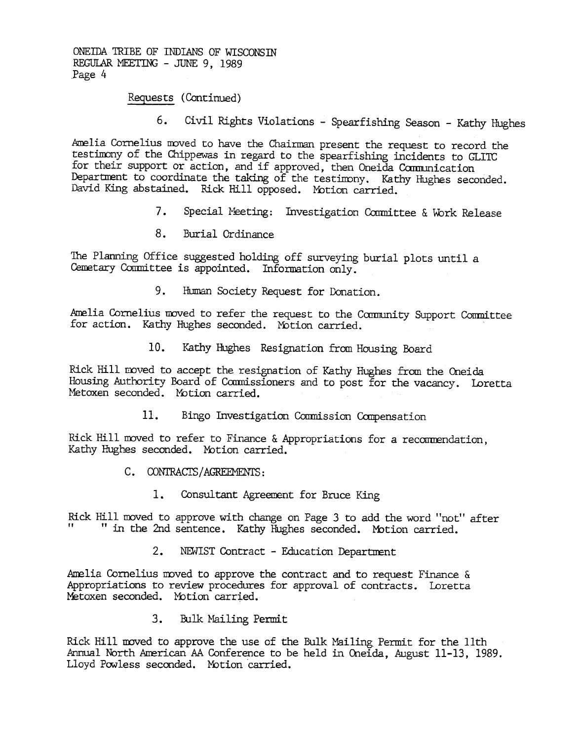Requests (Continued)

6. Civil Rights Violations - Spearfishing Season - Kathy Hughes

Amelia Cornelius moved to have the Chairman present the request to record the testimony of the Chippewas in regard to the spearfishing incidents to GLITC for their support or action, and if approved, then Oneida Communication Department to coordinate the taking of the testimony. Kathy Hughes seconded. David King abstained. Rick Hill opposed. Motion carried.

7. Special Meeting: Investigation Committee & Work Release

8. Burial Ordinance

The Planning Office suggested holding off surveying burial plots until a Cemetary Committee is appointed. Information only.

9. Human Society Request for Donation.

Amelia Cornelius moved to refer the request to the Community Support Committee for action. Kathy Hughes seconded. Motion carried.

10. Kathy Hughes Resignation from Housing Board

Rick Hill moved to accept the resignation of Kathy Hughes from the Oneida Housing Authority Board of Commissioners and to post for the vacancy. Loretta Metoxen seconded. Motion carried.

11. Bingo Investigation Commission Compensation

Rick Hill moved to refer to Finance & Appropriations for a recommendation, Kathy Hughes seconded. Motion carried.

C. CONTRACTS/AGREEMENTS:

1. Consultant Agreement for Bruce King

Rick Hill moved to approve with change on Page 3 to add the word "not" after "    " in the 2nd sentence. Kathy Hughes seconded. Motion carried.

2. NEWIST Contract - Education Department

Amelia Cornelius moved to approve the contract and to request Finance & Appropriations to review procedures for approval of contracts. Loretta Metoxen seconded. Motion carried.

3. Bulk Mailing Permit

Rick Hill moved to approve the use of the Bulk Mailing Permit for the 11th Annual North American AA Conference to be held in Oneida, August 11-13, 1989. Lloyd Powless seconded. Motion carried.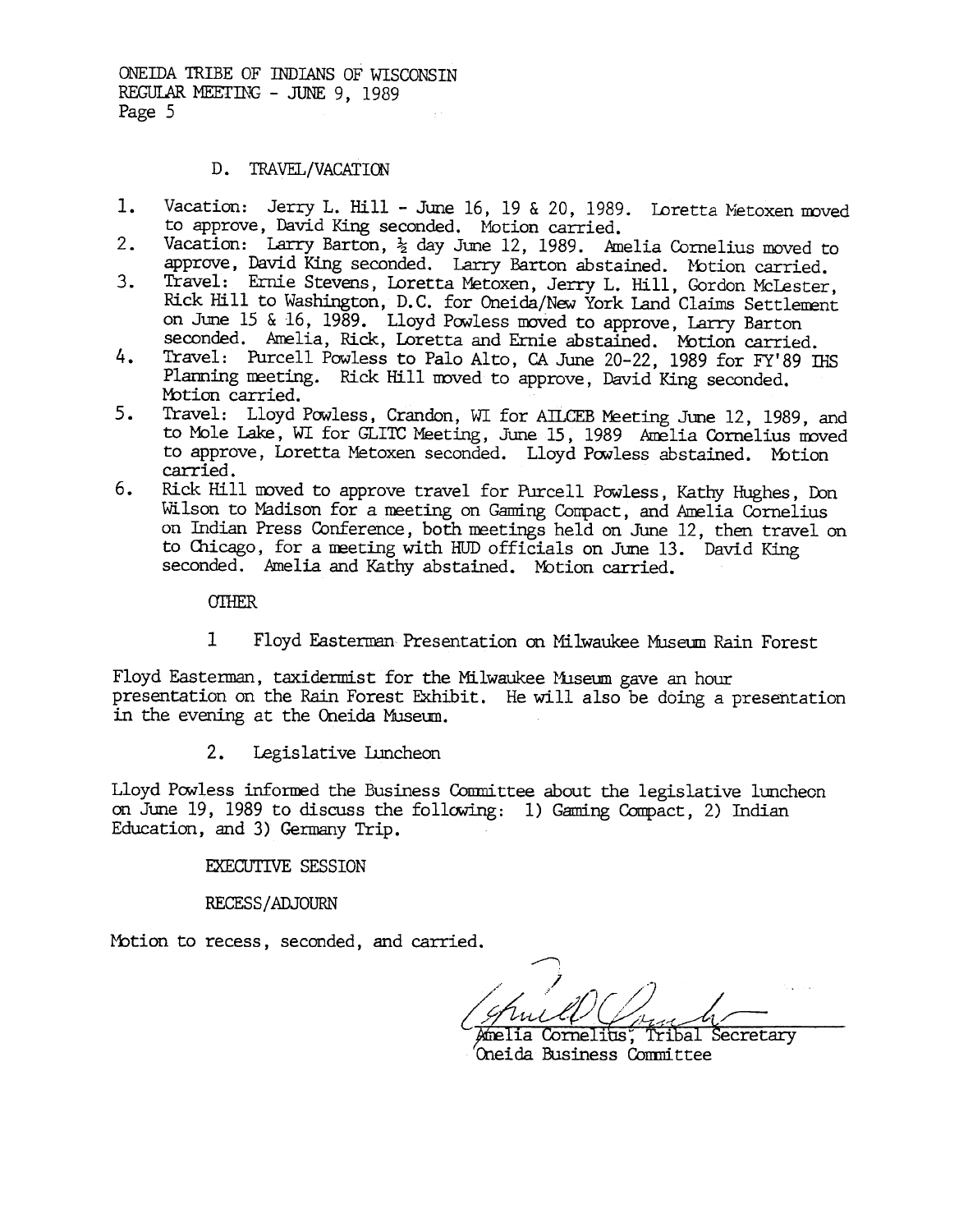ONEIDA TRIBE OF INDIANS OF WISCONSIN
REGULAR MEETING - JUNE 9, 1989
Page 5

D. TRAVEL/VACATION

1. Vacation: Jerry L. Hill - June 16, 19 & 20, 1989. Loretta Metoxen moved to approve, David King seconded. Motion carried.
2. Vacation: Larry Barton, ½ day June 12, 1989. Amelia Cornelius moved to approve, David King seconded. Larry Barton abstained. Motion carried.
3. Travel: Ernie Stevens, Loretta Metoxen, Jerry L. Hill, Gordon McLester, Rick Hill to Washington, D.C. for Oneida/New York Land Claims Settlement on June 15 & 16, 1989. Lloyd Powless moved to approve, Larry Barton seconded. Amelia, Rick, Loretta and Ernie abstained. Motion carried.
4. Travel: Purcell Powless to Palo Alto, CA June 20-22, 1989 for FY'89 IHS Planning meeting. Rick Hill moved to approve, David King seconded. Motion carried.
5. Travel: Lloyd Powless, Crandon, WI for AILCEB Meeting June 12, 1989, and to Mole Lake, WI for GLITC Meeting, June 15, 1989 Amelia Cornelius moved to approve, Loretta Metoxen seconded. Lloyd Powless abstained. Motion carried.
6. Rick Hill moved to approve travel for Purcell Powless, Kathy Hughes, Don Wilson to Madison for a meeting on Gaming Compact, and Amelia Cornelius on Indian Press Conference, both meetings held on June 12, then travel on to Chicago, for a meeting with HUD officials on June 13. David King seconded. Amelia and Kathy abstained. Motion carried.

OTHER

1 Floyd Easterman Presentation on Milwaukee Museum Rain Forest

Floyd Easterman, taxidermist for the Milwaukee Museum gave an hour presentation on the Rain Forest Exhibit. He will also be doing a presentation in the evening at the Oneida Museum.

2. Legislative Luncheon

Lloyd Powless informed the Business Committee about the legislative luncheon on June 19, 1989 to discuss the following: 1) Gaming Compact, 2) Indian Education, and 3) Germany Trip.

EXECUTIVE SESSION

RECESS/ADJOURN

Motion to recess, seconded, and carried.

Amelia Cornelius, Tribal Secretary
Oneida Business Committee